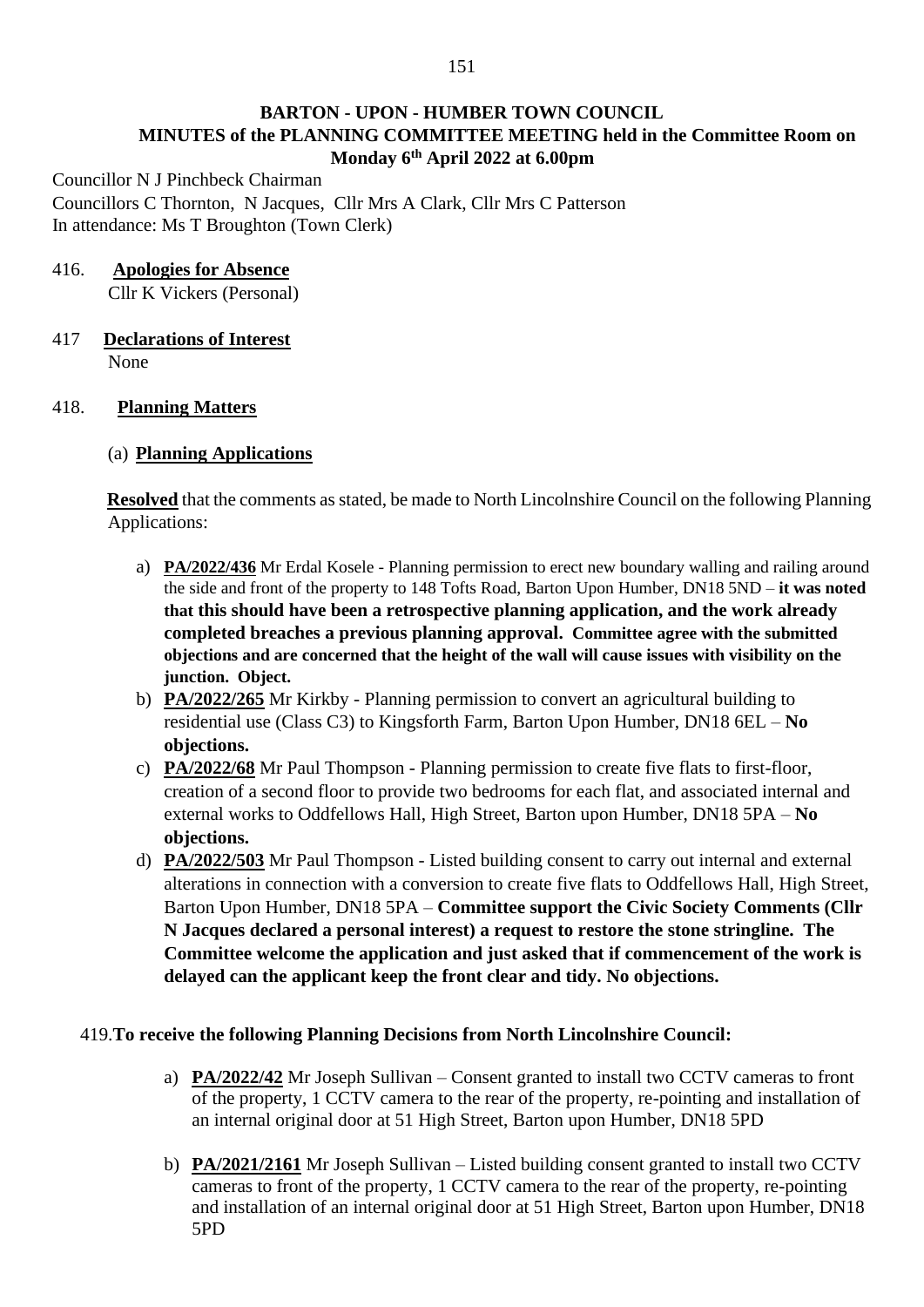# BARTON - UPON - HUMBER TOWN COUNCIL

## MINUTES of the PLANNING COMMITTEE MEETING held in the Committee Room on Monday 6th April 2022 at 6.00pm

Councillor N J Pinchbeck Chairman
Councillors C Thornton, N Jacques, Cllr Mrs A Clark, Cllr Mrs C Patterson
In attendance: Ms T Broughton (Town Clerk)

416. **Apologies for Absence**
Cllr K Vickers (Personal)

417 **Declarations of Interest**
None

418. **Planning Matters**

(a) **Planning Applications**

**Resolved** that the comments as stated, be made to North Lincolnshire Council on the following Planning Applications:

a) **PA/2022/436** Mr Erdal Kosele - Planning permission to erect new boundary walling and railing around the side and front of the property to 148 Tofts Road, Barton Upon Humber, DN18 5ND – **it was noted that this should have been a retrospective planning application, and the work already completed breaches a previous planning approval. Committee agree with the submitted objections and are concerned that the height of the wall will cause issues with visibility on the junction. Object.**
b) **PA/2022/265** Mr Kirkby - Planning permission to convert an agricultural building to residential use (Class C3) to Kingsforth Farm, Barton Upon Humber, DN18 6EL – **No objections.**
c) **PA/2022/68** Mr Paul Thompson - Planning permission to create five flats to first-floor, creation of a second floor to provide two bedrooms for each flat, and associated internal and external works to Oddfellows Hall, High Street, Barton upon Humber, DN18 5PA – **No objections.**
d) **PA/2022/503** Mr Paul Thompson - Listed building consent to carry out internal and external alterations in connection with a conversion to create five flats to Oddfellows Hall, High Street, Barton Upon Humber, DN18 5PA – **Committee support the Civic Society Comments (Cllr N Jacques declared a personal interest) a request to restore the stone stringline. The Committee welcome the application and just asked that if commencement of the work is delayed can the applicant keep the front clear and tidy. No objections.**

419.**To receive the following Planning Decisions from North Lincolnshire Council:**

a) **PA/2022/42** Mr Joseph Sullivan – Consent granted to install two CCTV cameras to front of the property, 1 CCTV camera to the rear of the property, re-pointing and installation of an internal original door at 51 High Street, Barton upon Humber, DN18 5PD

b) **PA/2021/2161** Mr Joseph Sullivan – Listed building consent granted to install two CCTV cameras to front of the property, 1 CCTV camera to the rear of the property, re-pointing and installation of an internal original door at 51 High Street, Barton upon Humber, DN18 5PD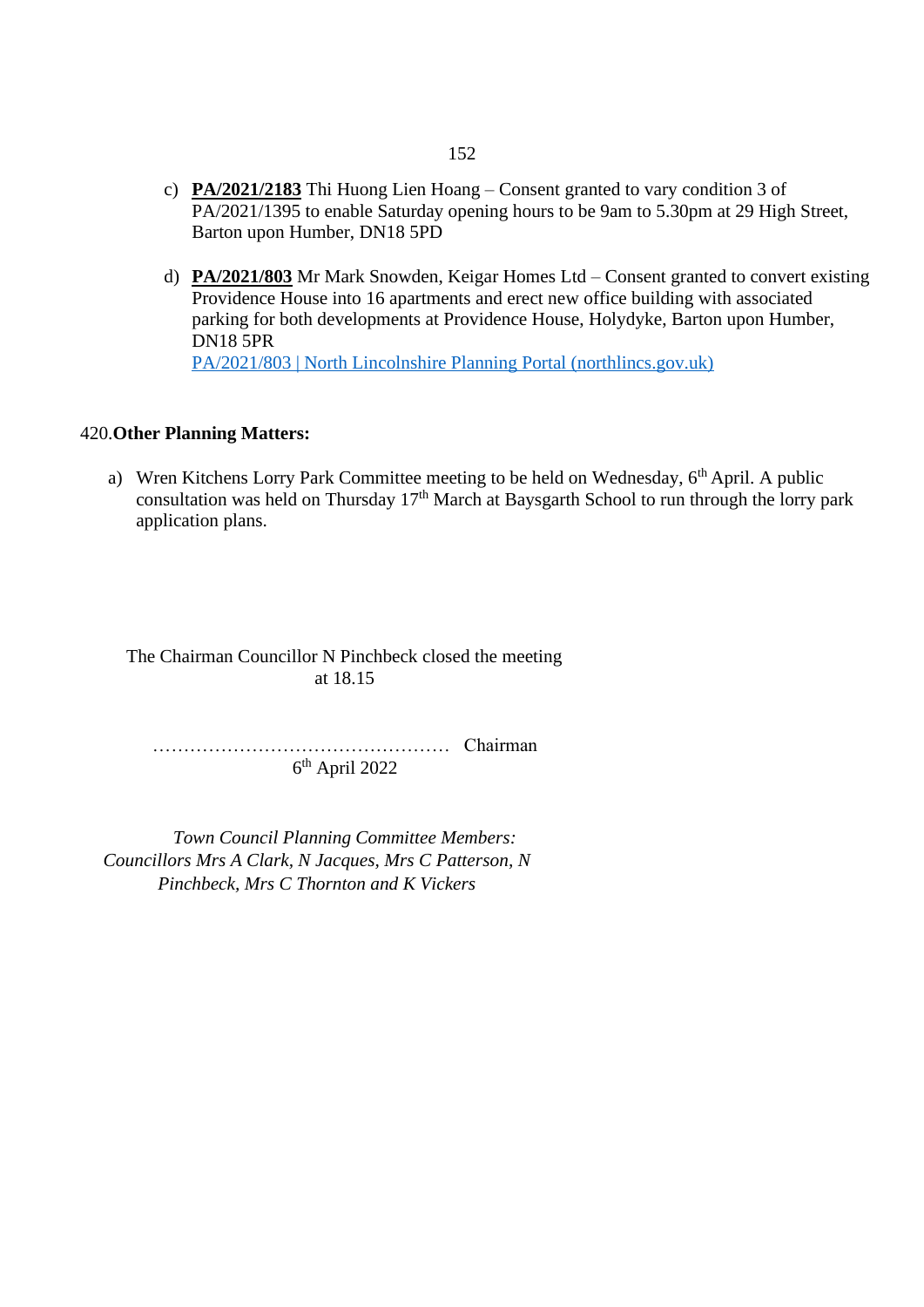c) **PA/2021/2183** Thi Huong Lien Hoang – Consent granted to vary condition 3 of PA/2021/1395 to enable Saturday opening hours to be 9am to 5.30pm at 29 High Street, Barton upon Humber, DN18 5PD

d) **PA/2021/803** Mr Mark Snowden, Keigar Homes Ltd – Consent granted to convert existing Providence House into 16 apartments and erect new office building with associated parking for both developments at Providence House, Holydyke, Barton upon Humber, DN18 5PR
[PA/2021/803 | North Lincolnshire Planning Portal (northlincs.gov.uk)]

420.**Other Planning Matters:**

a) Wren Kitchens Lorry Park Committee meeting to be held on Wednesday, 6th April. A public consultation was held on Thursday 17th March at Baysgarth School to run through the lorry park application plans.

The Chairman Councillor N Pinchbeck closed the meeting at 18.15

………………………………………… Chairman
6th April 2022

*Town Council Planning Committee Members: Councillors Mrs A Clark, N Jacques, Mrs C Patterson, N Pinchbeck, Mrs C Thornton and K Vickers*